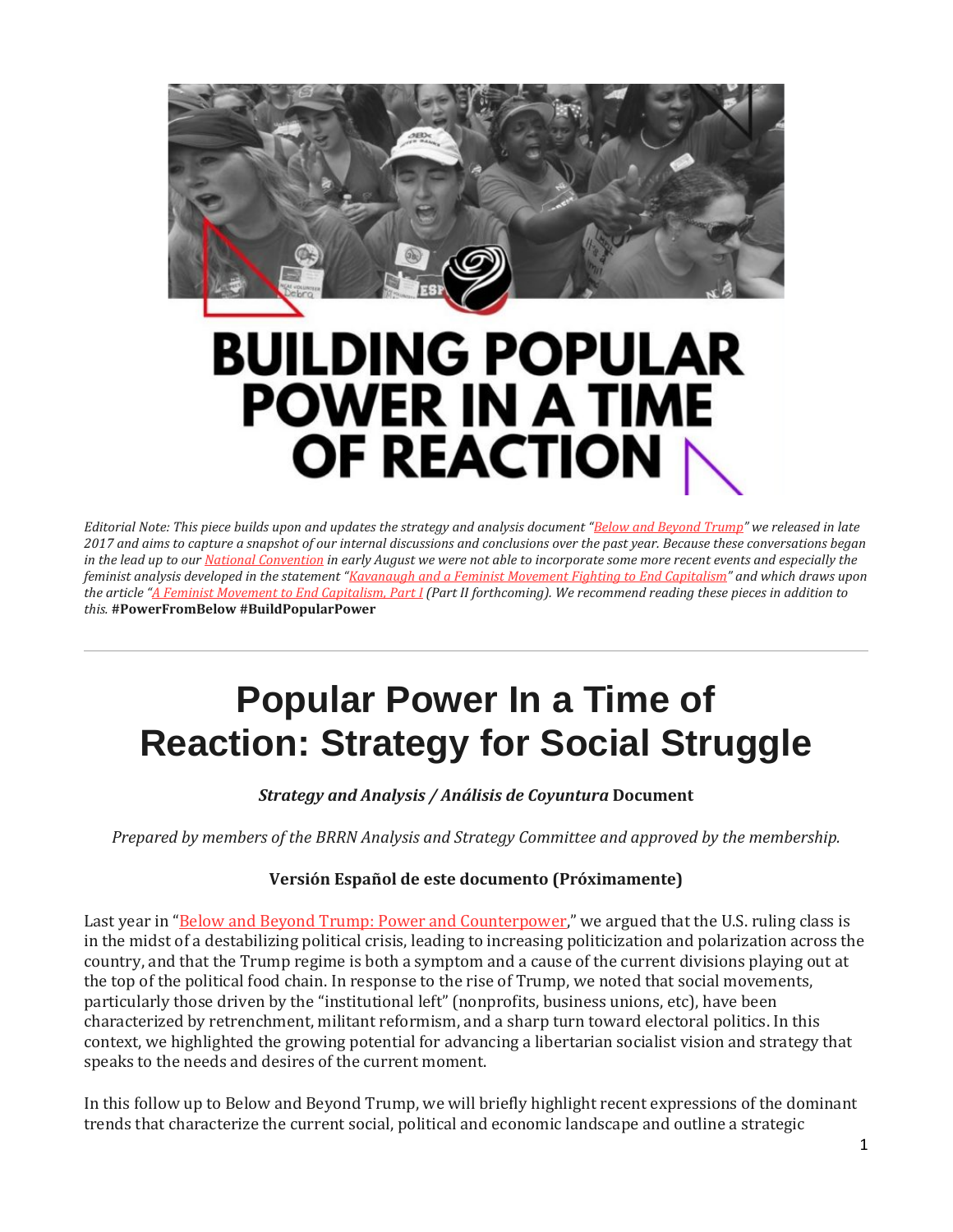BUILDING POPULAR POWER IN A TIME OF REACTION

*Editorial Note: This piece builds upon and updates the strategy and analysis document "Below and Beyond Trump" we released in late 2017 and aims to capture a snapshot of our internal discussions and conclusions over the past year. Because these conversations began in the lead up to our National Convention in early August we were not able to incorporate some more recent events and especially the feminist analysis developed in the statement "Kavanaugh and a Feminist Movement Fighting to End Capitalism" and which draws upon the article "A Feminist Movement to End Capitalism, Part I (Part II forthcoming). We recommend reading these pieces in addition to this.* **#PowerFromBelow #BuildPopularPower**

---

# Popular Power In a Time of Reaction: Strategy for Social Struggle

***Strategy and Analysis / Análisis de Coyuntura* Document**

*Prepared by members of the BRRN Analysis and Strategy Committee and approved by the membership.*

**Versión Español de este documento (Próximamente)**

Last year in "Below and Beyond Trump: Power and Counterpower," we argued that the U.S. ruling class is in the midst of a destabilizing political crisis, leading to increasing politicization and polarization across the country, and that the Trump regime is both a symptom and a cause of the current divisions playing out at the top of the political food chain. In response to the rise of Trump, we noted that social movements, particularly those driven by the "institutional left" (nonprofits, business unions, etc), have been characterized by retrenchment, militant reformism, and a sharp turn toward electoral politics. In this context, we highlighted the growing potential for advancing a libertarian socialist vision and strategy that speaks to the needs and desires of the current moment.

In this follow up to Below and Beyond Trump, we will briefly highlight recent expressions of the dominant trends that characterize the current social, political and economic landscape and outline a strategic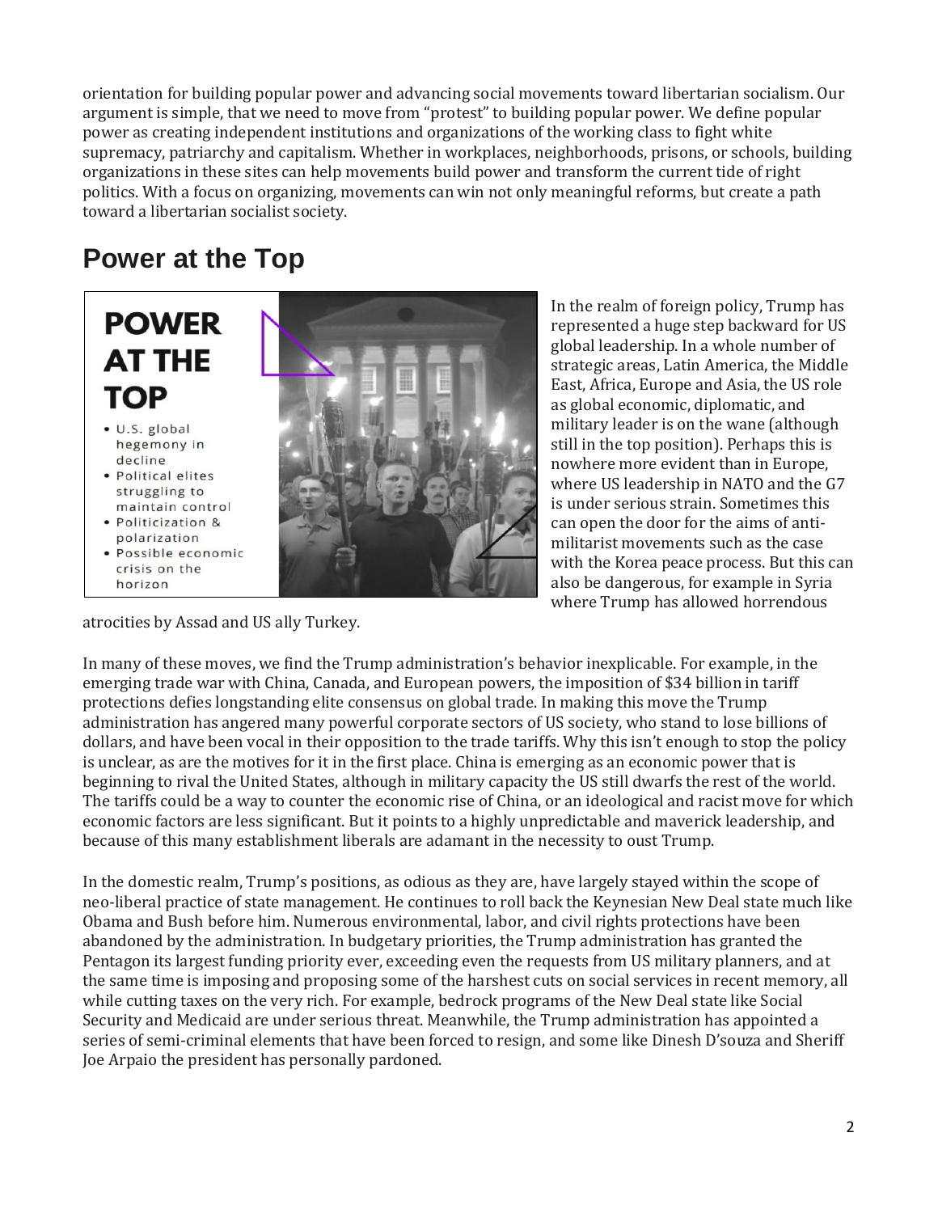orientation for building popular power and advancing social movements toward libertarian socialism. Our argument is simple, that we need to move from "protest" to building popular power. We define popular power as creating independent institutions and organizations of the working class to fight white supremacy, patriarchy and capitalism. Whether in workplaces, neighborhoods, prisons, or schools, building organizations in these sites can help movements build power and transform the current tide of right politics. With a focus on organizing, movements can win not only meaningful reforms, but create a path toward a libertarian socialist society.

## Power at the Top

In the realm of foreign policy, Trump has represented a huge step backward for US global leadership. In a whole number of strategic areas, Latin America, the Middle East, Africa, Europe and Asia, the US role as global economic, diplomatic, and military leader is on the wane (although still in the top position). Perhaps this is nowhere more evident than in Europe, where US leadership in NATO and the G7 is under serious strain. Sometimes this can open the door for the aims of anti-militarist movements such as the case with the Korea peace process. But this can also be dangerous, for example in Syria where Trump has allowed horrendous atrocities by Assad and US ally Turkey.

In many of these moves, we find the Trump administration's behavior inexplicable. For example, in the emerging trade war with China, Canada, and European powers, the imposition of $34 billion in tariff protections defies longstanding elite consensus on global trade. In making this move the Trump administration has angered many powerful corporate sectors of US society, who stand to lose billions of dollars, and have been vocal in their opposition to the trade tariffs. Why this isn't enough to stop the policy is unclear, as are the motives for it in the first place. China is emerging as an economic power that is beginning to rival the United States, although in military capacity the US still dwarfs the rest of the world. The tariffs could be a way to counter the economic rise of China, or an ideological and racist move for which economic factors are less significant. But it points to a highly unpredictable and maverick leadership, and because of this many establishment liberals are adamant in the necessity to oust Trump.

In the domestic realm, Trump's positions, as odious as they are, have largely stayed within the scope of neo-liberal practice of state management. He continues to roll back the Keynesian New Deal state much like Obama and Bush before him. Numerous environmental, labor, and civil rights protections have been abandoned by the administration. In budgetary priorities, the Trump administration has granted the Pentagon its largest funding priority ever, exceeding even the requests from US military planners, and at the same time is imposing and proposing some of the harshest cuts on social services in recent memory, all while cutting taxes on the very rich. For example, bedrock programs of the New Deal state like Social Security and Medicaid are under serious threat. Meanwhile, the Trump administration has appointed a series of semi-criminal elements that have been forced to resign, and some like Dinesh D'souza and Sheriff Joe Arpaio the president has personally pardoned.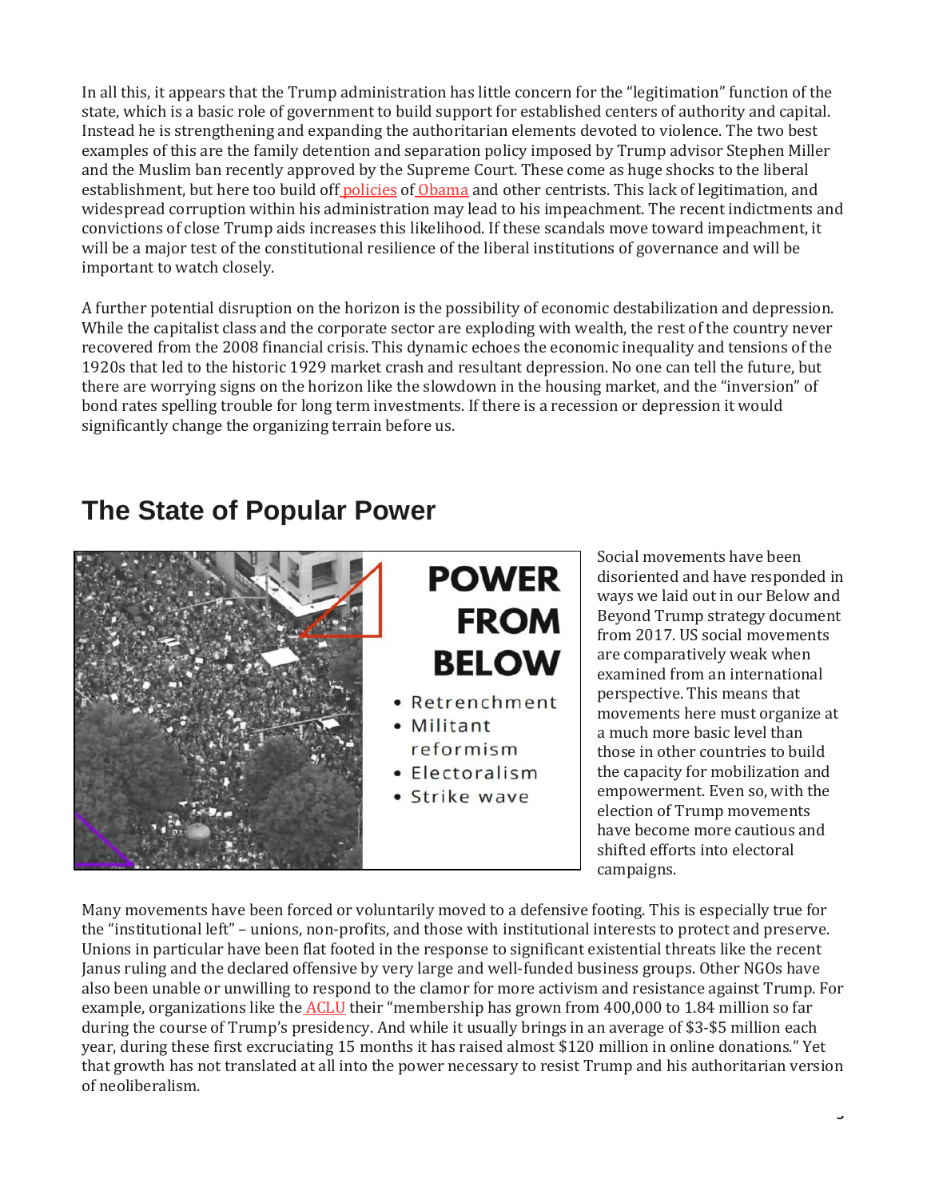In all this, it appears that the Trump administration has little concern for the "legitimation" function of the state, which is a basic role of government to build support for established centers of authority and capital. Instead he is strengthening and expanding the authoritarian elements devoted to violence. The two best examples of this are the family detention and separation policy imposed by Trump advisor Stephen Miller and the Muslim ban recently approved by the Supreme Court. These come as huge shocks to the liberal establishment, but here too build off policies of Obama and other centrists. This lack of legitimation, and widespread corruption within his administration may lead to his impeachment. The recent indictments and convictions of close Trump aids increases this likelihood. If these scandals move toward impeachment, it will be a major test of the constitutional resilience of the liberal institutions of governance and will be important to watch closely.

A further potential disruption on the horizon is the possibility of economic destabilization and depression. While the capitalist class and the corporate sector are exploding with wealth, the rest of the country never recovered from the 2008 financial crisis. This dynamic echoes the economic inequality and tensions of the 1920s that led to the historic 1929 market crash and resultant depression. No one can tell the future, but there are worrying signs on the horizon like the slowdown in the housing market, and the "inversion" of bond rates spelling trouble for long term investments. If there is a recession or depression it would significantly change the organizing terrain before us.

## The State of Popular Power

**POWER FROM BELOW**

- Retrenchment
- Militant reformism
- Electoralism
- Strike wave

Social movements have been disoriented and have responded in ways we laid out in our Below and Beyond Trump strategy document from 2017. US social movements are comparatively weak when examined from an international perspective. This means that movements here must organize at a much more basic level than those in other countries to build the capacity for mobilization and empowerment. Even so, with the election of Trump movements have become more cautious and shifted efforts into electoral campaigns.

Many movements have been forced or voluntarily moved to a defensive footing. This is especially true for the "institutional left" – unions, non-profits, and those with institutional interests to protect and preserve. Unions in particular have been flat footed in the response to significant existential threats like the recent Janus ruling and the declared offensive by very large and well-funded business groups. Other NGOs have also been unable or unwilling to respond to the clamor for more activism and resistance against Trump. For example, organizations like the ACLU their "membership has grown from 400,000 to 1.84 million so far during the course of Trump's presidency. And while it usually brings in an average of $3-$5 million each year, during these first excruciating 15 months it has raised almost $120 million in online donations." Yet that growth has not translated at all into the power necessary to resist Trump and his authoritarian version of neoliberalism.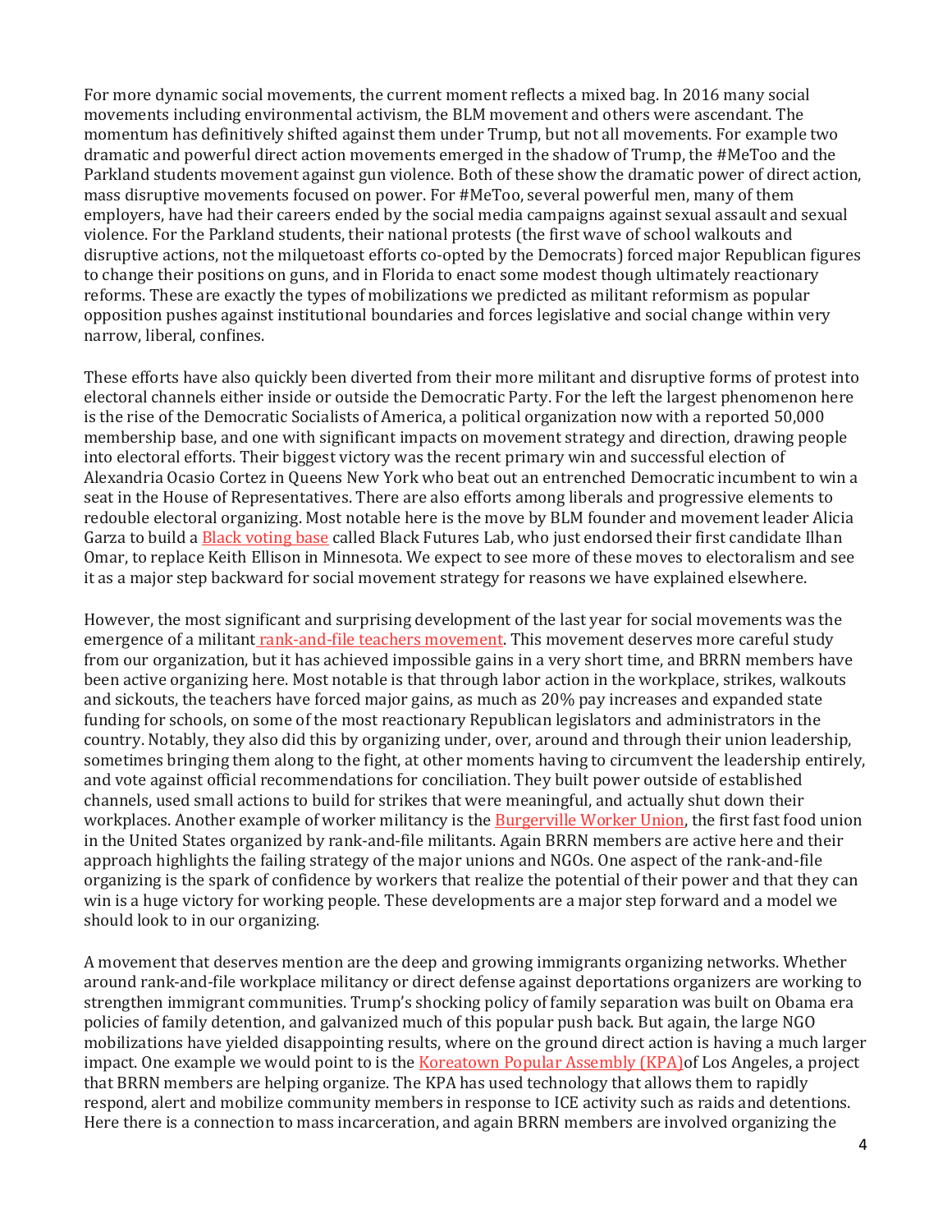For more dynamic social movements, the current moment reflects a mixed bag. In 2016 many social movements including environmental activism, the BLM movement and others were ascendant. The momentum has definitively shifted against them under Trump, but not all movements. For example two dramatic and powerful direct action movements emerged in the shadow of Trump, the #MeToo and the Parkland students movement against gun violence. Both of these show the dramatic power of direct action, mass disruptive movements focused on power. For #MeToo, several powerful men, many of them employers, have had their careers ended by the social media campaigns against sexual assault and sexual violence. For the Parkland students, their national protests (the first wave of school walkouts and disruptive actions, not the milquetoast efforts co-opted by the Democrats) forced major Republican figures to change their positions on guns, and in Florida to enact some modest though ultimately reactionary reforms. These are exactly the types of mobilizations we predicted as militant reformism as popular opposition pushes against institutional boundaries and forces legislative and social change within very narrow, liberal, confines.

These efforts have also quickly been diverted from their more militant and disruptive forms of protest into electoral channels either inside or outside the Democratic Party. For the left the largest phenomenon here is the rise of the Democratic Socialists of America, a political organization now with a reported 50,000 membership base, and one with significant impacts on movement strategy and direction, drawing people into electoral efforts. Their biggest victory was the recent primary win and successful election of Alexandria Ocasio Cortez in Queens New York who beat out an entrenched Democratic incumbent to win a seat in the House of Representatives. There are also efforts among liberals and progressive elements to redouble electoral organizing. Most notable here is the move by BLM founder and movement leader Alicia Garza to build a Black voting base called Black Futures Lab, who just endorsed their first candidate Ilhan Omar, to replace Keith Ellison in Minnesota. We expect to see more of these moves to electoralism and see it as a major step backward for social movement strategy for reasons we have explained elsewhere.

However, the most significant and surprising development of the last year for social movements was the emergence of a militant rank-and-file teachers movement. This movement deserves more careful study from our organization, but it has achieved impossible gains in a very short time, and BRRN members have been active organizing here. Most notable is that through labor action in the workplace, strikes, walkouts and sickouts, the teachers have forced major gains, as much as 20% pay increases and expanded state funding for schools, on some of the most reactionary Republican legislators and administrators in the country. Notably, they also did this by organizing under, over, around and through their union leadership, sometimes bringing them along to the fight, at other moments having to circumvent the leadership entirely, and vote against official recommendations for conciliation. They built power outside of established channels, used small actions to build for strikes that were meaningful, and actually shut down their workplaces. Another example of worker militancy is the Burgerville Worker Union, the first fast food union in the United States organized by rank-and-file militants. Again BRRN members are active here and their approach highlights the failing strategy of the major unions and NGOs. One aspect of the rank-and-file organizing is the spark of confidence by workers that realize the potential of their power and that they can win is a huge victory for working people. These developments are a major step forward and a model we should look to in our organizing.

A movement that deserves mention are the deep and growing immigrants organizing networks. Whether around rank-and-file workplace militancy or direct defense against deportations organizers are working to strengthen immigrant communities. Trump's shocking policy of family separation was built on Obama era policies of family detention, and galvanized much of this popular push back. But again, the large NGO mobilizations have yielded disappointing results, where on the ground direct action is having a much larger impact. One example we would point to is the Koreatown Popular Assembly (KPA) of Los Angeles, a project that BRRN members are helping organize. The KPA has used technology that allows them to rapidly respond, alert and mobilize community members in response to ICE activity such as raids and detentions. Here there is a connection to mass incarceration, and again BRRN members are involved organizing the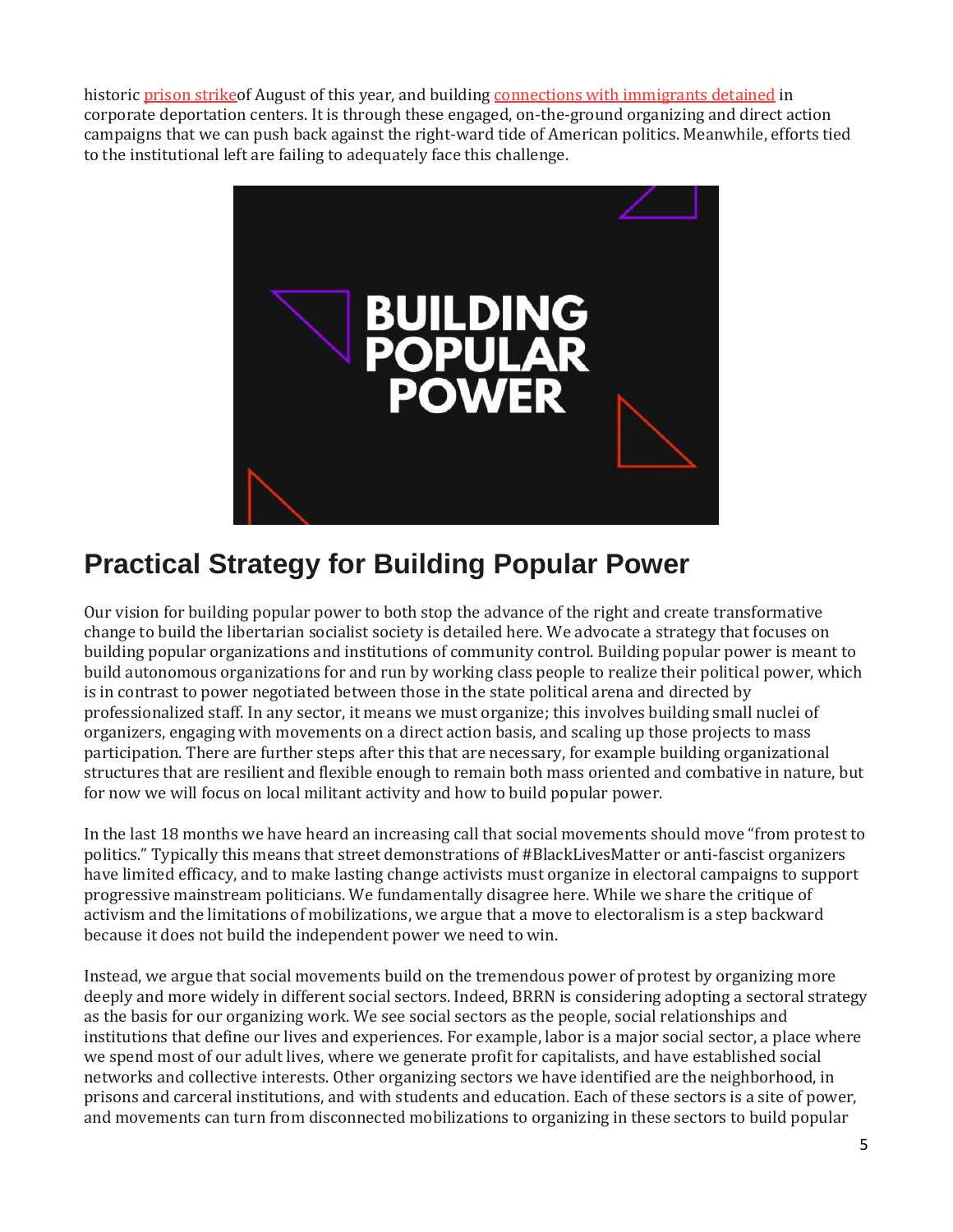historic [prison strike](#)of August of this year, and building [connections with immigrants detained](#) in corporate deportation centers. It is through these engaged, on-the-ground organizing and direct action campaigns that we can push back against the right-ward tide of American politics. Meanwhile, efforts tied to the institutional left are failing to adequately face this challenge.

## Practical Strategy for Building Popular Power

Our vision for building popular power to both stop the advance of the right and create transformative change to build the libertarian socialist society is detailed here. We advocate a strategy that focuses on building popular organizations and institutions of community control. Building popular power is meant to build autonomous organizations for and run by working class people to realize their political power, which is in contrast to power negotiated between those in the state political arena and directed by professionalized staff. In any sector, it means we must organize; this involves building small nuclei of organizers, engaging with movements on a direct action basis, and scaling up those projects to mass participation. There are further steps after this that are necessary, for example building organizational structures that are resilient and flexible enough to remain both mass oriented and combative in nature, but for now we will focus on local militant activity and how to build popular power.

In the last 18 months we have heard an increasing call that social movements should move "from protest to politics." Typically this means that street demonstrations of #BlackLivesMatter or anti-fascist organizers have limited efficacy, and to make lasting change activists must organize in electoral campaigns to support progressive mainstream politicians. We fundamentally disagree here. While we share the critique of activism and the limitations of mobilizations, we argue that a move to electoralism is a step backward because it does not build the independent power we need to win.

Instead, we argue that social movements build on the tremendous power of protest by organizing more deeply and more widely in different social sectors. Indeed, BRRN is considering adopting a sectoral strategy as the basis for our organizing work. We see social sectors as the people, social relationships and institutions that define our lives and experiences. For example, labor is a major social sector, a place where we spend most of our adult lives, where we generate profit for capitalists, and have established social networks and collective interests. Other organizing sectors we have identified are the neighborhood, in prisons and carceral institutions, and with students and education. Each of these sectors is a site of power, and movements can turn from disconnected mobilizations to organizing in these sectors to build popular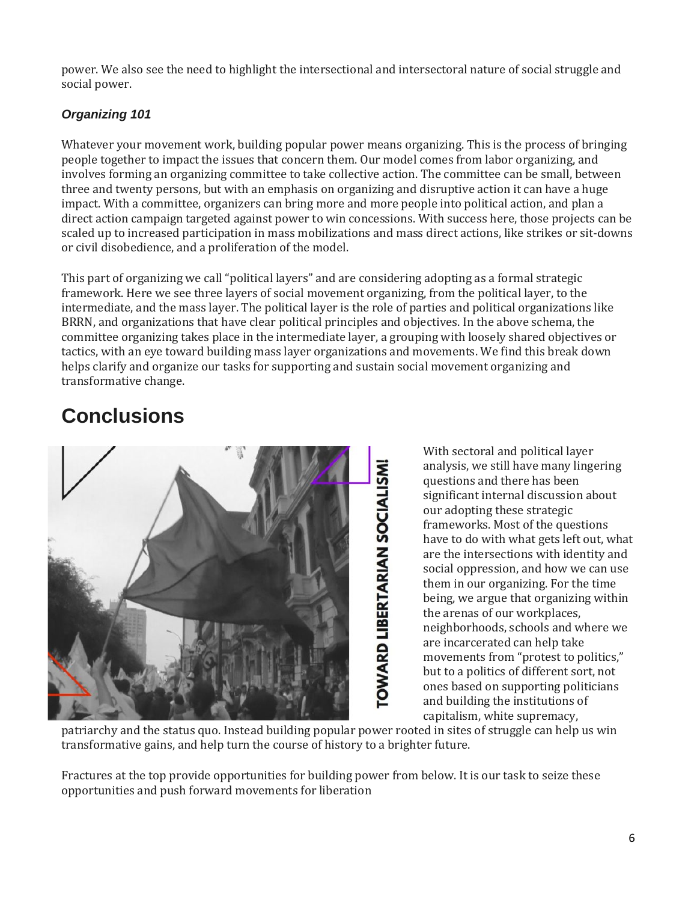power. We also see the need to highlight the intersectional and intersectoral nature of social struggle and social power.

### *Organizing 101*

Whatever your movement work, building popular power means organizing. This is the process of bringing people together to impact the issues that concern them. Our model comes from labor organizing, and involves forming an organizing committee to take collective action. The committee can be small, between three and twenty persons, but with an emphasis on organizing and disruptive action it can have a huge impact. With a committee, organizers can bring more and more people into political action, and plan a direct action campaign targeted against power to win concessions. With success here, those projects can be scaled up to increased participation in mass mobilizations and mass direct actions, like strikes or sit-downs or civil disobedience, and a proliferation of the model.

This part of organizing we call "political layers" and are considering adopting as a formal strategic framework. Here we see three layers of social movement organizing, from the political layer, to the intermediate, and the mass layer. The political layer is the role of parties and political organizations like BRRN, and organizations that have clear political principles and objectives. In the above schema, the committee organizing takes place in the intermediate layer, a grouping with loosely shared objectives or tactics, with an eye toward building mass layer organizations and movements. We find this break down helps clarify and organize our tasks for supporting and sustain social movement organizing and transformative change.

## Conclusions

With sectoral and political layer analysis, we still have many lingering questions and there has been significant internal discussion about our adopting these strategic frameworks. Most of the questions have to do with what gets left out, what are the intersections with identity and social oppression, and how we can use them in our organizing. For the time being, we argue that organizing within the arenas of our workplaces, neighborhoods, schools and where we are incarcerated can help take movements from "protest to politics," but to a politics of different sort, not ones based on supporting politicians and building the institutions of capitalism, white supremacy, patriarchy and the status quo. Instead building popular power rooted in sites of struggle can help us win transformative gains, and help turn the course of history to a brighter future.

Fractures at the top provide opportunities for building power from below. It is our task to seize these opportunities and push forward movements for liberation